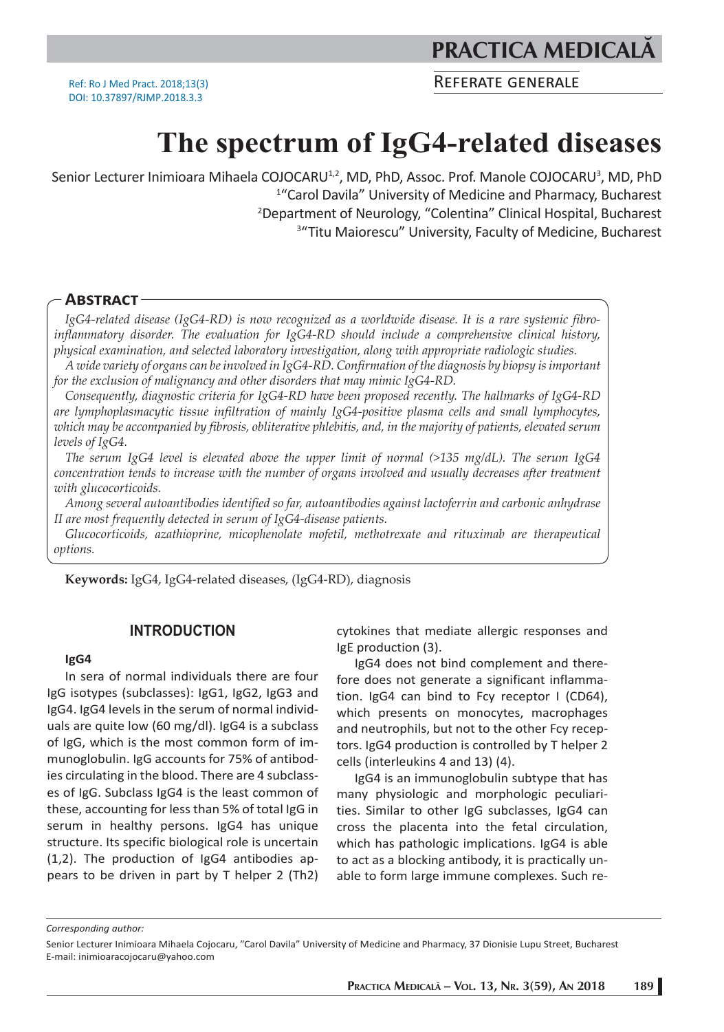Ref: Ro J Med Pract. 2018;13(3)
DOI: 10.37897/RJMP.2018.3.3

REFERATE GENERALE

# The spectrum of IgG4-related diseases

Senior Lecturer Inimioara Mihaela COJOCARU[1,2], MD, PhD, Assoc. Prof. Manole COJOCARU[3], MD, PhD

[1]"Carol Davila" University of Medicine and Pharmacy, Bucharest

[2]Department of Neurology, "Colentina" Clinical Hospital, Bucharest

[3]"Titu Maiorescu" University, Faculty of Medicine, Bucharest

## Abstract

*IgG4-related disease (IgG4-RD) is now recognized as a worldwide disease. It is a rare systemic fibro-inflammatory disorder. The evaluation for IgG4-RD should include a comprehensive clinical history, physical examination, and selected laboratory investigation, along with appropriate radiologic studies.*

*A wide variety of organs can be involved in IgG4-RD. Confirmation of the diagnosis by biopsy is important for the exclusion of malignancy and other disorders that may mimic IgG4-RD.*

*Consequently, diagnostic criteria for IgG4-RD have been proposed recently. The hallmarks of IgG4-RD are lymphoplasmacytic tissue infiltration of mainly IgG4-positive plasma cells and small lymphocytes, which may be accompanied by fibrosis, obliterative phlebitis, and, in the majority of patients, elevated serum levels of IgG4.*

*The serum IgG4 level is elevated above the upper limit of normal (>135 mg/dL). The serum IgG4 concentration tends to increase with the number of organs involved and usually decreases after treatment with glucocorticoids.*

*Among several autoantibodies identified so far, autoantibodies against lactoferrin and carbonic anhydrase II are most frequently detected in serum of IgG4-disease patients.*

*Glucocorticoids, azathioprine, micophenolate mofetil, methotrexate and rituximab are therapeutical options.*

**Keywords:** IgG4, IgG4-related diseases, (IgG4-RD), diagnosis

## INTRODUCTION

### IgG4

In sera of normal individuals there are four IgG isotypes (subclasses): IgG1, IgG2, IgG3 and IgG4. IgG4 levels in the serum of normal individuals are quite low (60 mg/dl). IgG4 is a subclass of IgG, which is the most common form of immunoglobulin. IgG accounts for 75% of antibodies circulating in the blood. There are 4 subclasses of IgG. Subclass IgG4 is the least common of these, accounting for less than 5% of total IgG in serum in healthy persons. IgG4 has unique structure. Its specific biological role is uncertain (1,2). The production of IgG4 antibodies appears to be driven in part by T helper 2 (Th2) cytokines that mediate allergic responses and IgE production (3).

IgG4 does not bind complement and therefore does not generate a significant inflammation. IgG4 can bind to Fcy receptor I (CD64), which presents on monocytes, macrophages and neutrophils, but not to the other Fcy receptors. IgG4 production is controlled by T helper 2 cells (interleukins 4 and 13) (4).

IgG4 is an immunoglobulin subtype that has many physiologic and morphologic peculiarities. Similar to other IgG subclasses, IgG4 can cross the placenta into the fetal circulation, which has pathologic implications. IgG4 is able to act as a blocking antibody, it is practically unable to form large immune complexes. Such re-

*Corresponding author:*

Senior Lecturer Inimioara Mihaela Cojocaru, "Carol Davila" University of Medicine and Pharmacy, 37 Dionisie Lupu Street, Bucharest
E-mail: inimioaracojocaru@yahoo.com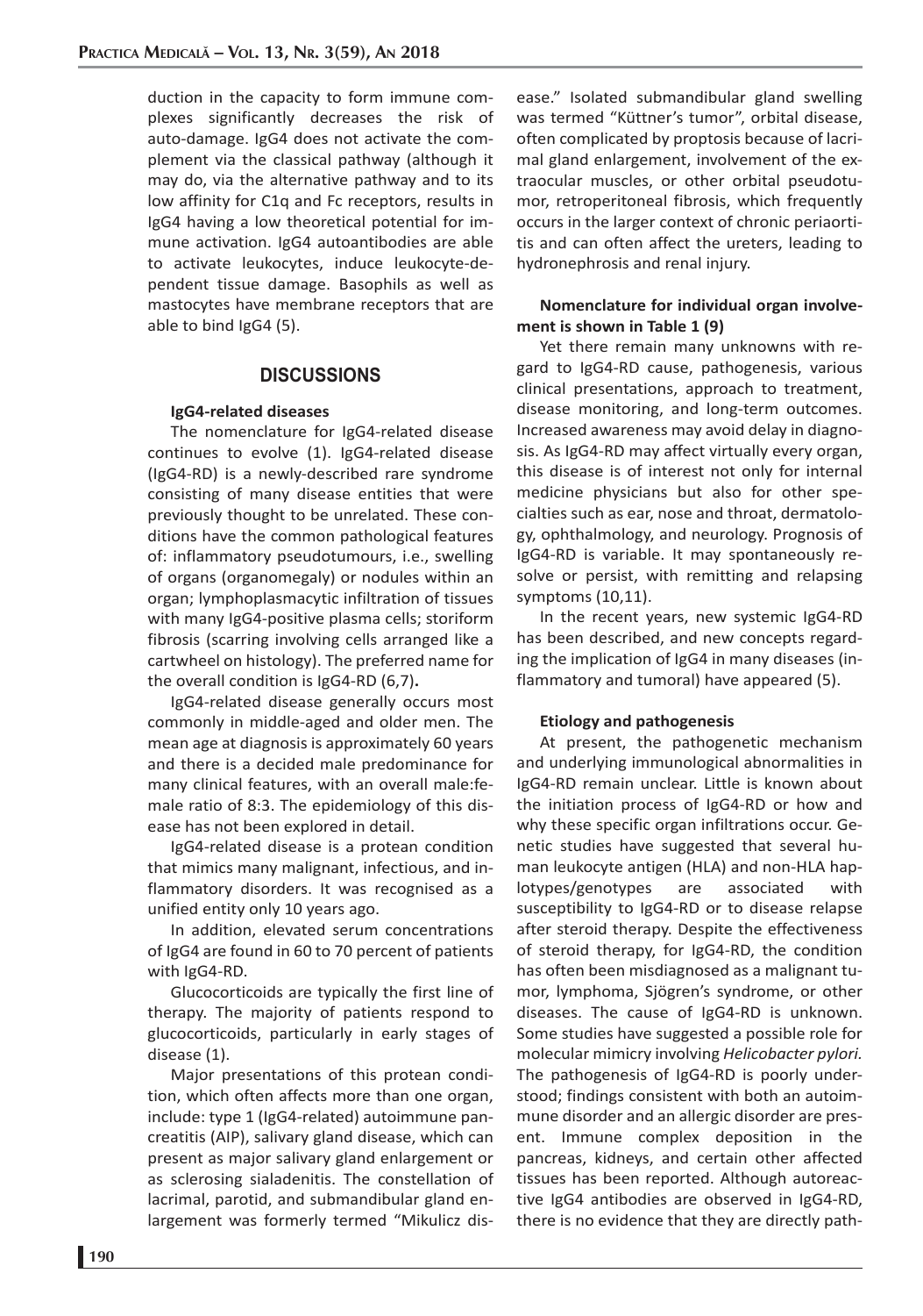duction in the capacity to form immune complexes significantly decreases the risk of auto-damage. IgG4 does not activate the complement via the classical pathway (although it may do, via the alternative pathway and to its low affinity for C1q and Fc receptors, results in IgG4 having a low theoretical potential for immune activation. IgG4 autoantibodies are able to activate leukocytes, induce leukocyte-dependent tissue damage. Basophils as well as mastocytes have membrane receptors that are able to bind IgG4 (5).

## DISCUSSIONS

### IgG4-related diseases

The nomenclature for IgG4-related disease continues to evolve (1). IgG4-related disease (IgG4-RD) is a newly-described rare syndrome consisting of many disease entities that were previously thought to be unrelated. These conditions have the common pathological features of: inflammatory pseudotumours, i.e., swelling of organs (organomegaly) or nodules within an organ; lymphoplasmacytic infiltration of tissues with many IgG4-positive plasma cells; storiform fibrosis (scarring involving cells arranged like a cartwheel on histology). The preferred name for the overall condition is IgG4-RD (6,7)**.**

IgG4-related disease generally occurs most commonly in middle-aged and older men. The mean age at diagnosis is approximately 60 years and there is a decided male predominance for many clinical features, with an overall male:female ratio of 8:3. The epidemiology of this disease has not been explored in detail.

IgG4-related disease is a protean condition that mimics many malignant, infectious, and inflammatory disorders. It was recognised as a unified entity only 10 years ago.

In addition, elevated serum concentrations of IgG4 are found in 60 to 70 percent of patients with IgG4-RD.

Glucocorticoids are typically the first line of therapy. The majority of patients respond to glucocorticoids, particularly in early stages of disease (1).

Major presentations of this protean condition, which often affects more than one organ, include: type 1 (IgG4-related) autoimmune pancreatitis (AIP), salivary gland disease, which can present as major salivary gland enlargement or as sclerosing sialadenitis. The constellation of lacrimal, parotid, and submandibular gland enlargement was formerly termed "Mikulicz disease." Isolated submandibular gland swelling was termed "Küttner's tumor", orbital disease, often complicated by proptosis because of lacrimal gland enlargement, involvement of the extraocular muscles, or other orbital pseudotumor, retroperitoneal fibrosis, which frequently occurs in the larger context of chronic periaortitis and can often affect the ureters, leading to hydronephrosis and renal injury.

**Nomenclature for individual organ involvement is shown in Table 1 (9)**

Yet there remain many unknowns with regard to IgG4-RD cause, pathogenesis, various clinical presentations, approach to treatment, disease monitoring, and long-term outcomes. Increased awareness may avoid delay in diagnosis. As IgG4-RD may affect virtually every organ, this disease is of interest not only for internal medicine physicians but also for other specialties such as ear, nose and throat, dermatology, ophthalmology, and neurology. Prognosis of IgG4-RD is variable. It may spontaneously resolve or persist, with remitting and relapsing symptoms (10,11).

In the recent years, new systemic IgG4-RD has been described, and new concepts regarding the implication of IgG4 in many diseases (inflammatory and tumoral) have appeared (5).

### Etiology and pathogenesis

At present, the pathogenetic mechanism and underlying immunological abnormalities in IgG4-RD remain unclear. Little is known about the initiation process of IgG4-RD or how and why these specific organ infiltrations occur. Genetic studies have suggested that several human leukocyte antigen (HLA) and non-HLA haplotypes/genotypes are associated with susceptibility to IgG4-RD or to disease relapse after steroid therapy. Despite the effectiveness of steroid therapy, for IgG4-RD, the condition has often been misdiagnosed as a malignant tumor, lymphoma, Sjögren's syndrome, or other diseases. The cause of IgG4-RD is unknown. Some studies have suggested a possible role for molecular mimicry involving *Helicobacter pylori.* The pathogenesis of IgG4-RD is poorly understood; findings consistent with both an autoimmune disorder and an allergic disorder are present. Immune complex deposition in the pancreas, kidneys, and certain other affected tissues has been reported. Although autoreactive IgG4 antibodies are observed in IgG4-RD, there is no evidence that they are directly path-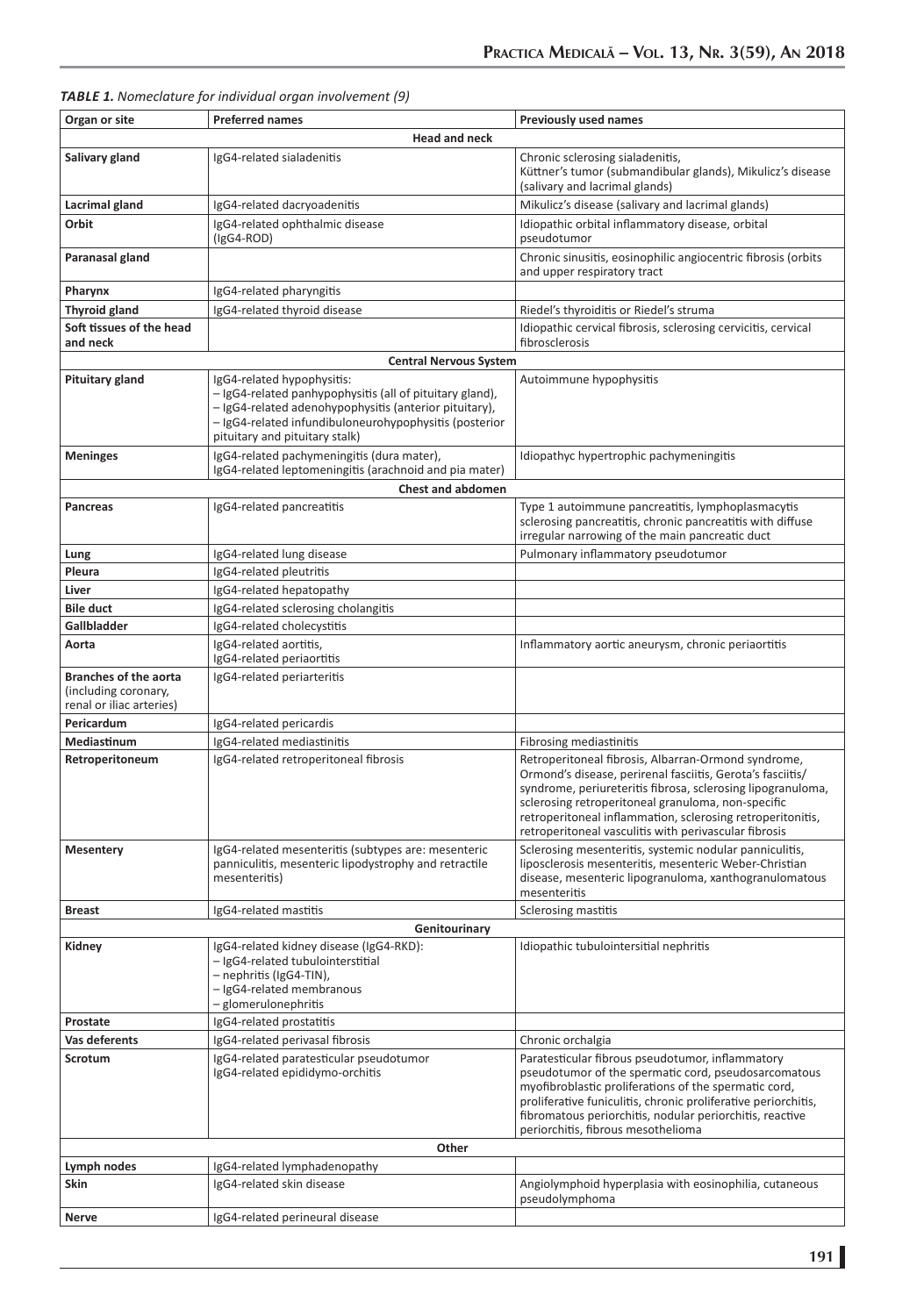***TABLE 1.*** *Nomeclature for individual organ involvement (9)*

| Organ or site | Preferred names | Previously used names |
|---|---|---|
| **Head and neck** | | |
| **Salivary gland** | IgG4-related sialadenitis | Chronic sclerosing sialadenitis, Küttner's tumor (submandibular glands), Mikulicz's disease (salivary and lacrimal glands) |
| **Lacrimal gland** | IgG4-related dacryoadenitis | Mikulicz's disease (salivary and lacrimal glands) |
| **Orbit** | IgG4-related ophthalmic disease (IgG4-ROD) | Idiopathic orbital inflammatory disease, orbital pseudotumor |
| **Paranasal gland** | | Chronic sinusitis, eosinophilic angiocentric fibrosis (orbits and upper respiratory tract |
| **Pharynx** | IgG4-related pharyngitis | |
| **Thyroid gland** | IgG4-related thyroid disease | Riedel's thyroiditis or Riedel's struma |
| **Soft tissues of the head and neck** | | Idiopathic cervical fibrosis, sclerosing cervicitis, cervical fibrosclerosis |
| **Central Nervous System** | | |
| **Pituitary gland** | IgG4-related hypophysitis: – IgG4-related panhypophysitis (all of pituitary gland), – IgG4-related adenohypophysitis (anterior pituitary), – IgG4-related infundibuloneurohypophysitis (posterior pituitary and pituitary stalk) | Autoimmune hypophysitis |
| **Meninges** | IgG4-related pachymeningitis (dura mater), IgG4-related leptomeningitis (arachnoid and pia mater) | Idiopathyc hypertrophic pachymeningitis |
| **Chest and abdomen** | | |
| **Pancreas** | IgG4-related pancreatitis | Type 1 autoimmune pancreatitis, lymphoplasmacytis sclerosing pancreatitis, chronic pancreatitis with diffuse irregular narrowing of the main pancreatic duct |
| **Lung** | IgG4-related lung disease | Pulmonary inflammatory pseudotumor |
| **Pleura** | IgG4-related pleutritis | |
| **Liver** | IgG4-related hepatopathy | |
| **Bile duct** | IgG4-related sclerosing cholangitis | |
| **Gallbladder** | IgG4-related cholecystitis | |
| **Aorta** | IgG4-related aortitis, IgG4-related periaortitis | Inflammatory aortic aneurysm, chronic periaortitis |
| **Branches of the aorta** (including coronary, renal or iliac arteries) | IgG4-related periarteritis | |
| **Pericardum** | IgG4-related pericardis | |
| **Mediastinum** | IgG4-related mediastinitis | Fibrosing mediastinitis |
| **Retroperitoneum** | IgG4-related retroperitoneal fibrosis | Retroperitoneal fibrosis, Albarran-Ormond syndrome, Ormond's disease, perirenal fasciitis, Gerota's fasciitis/ syndrome, periureteritis fibrosa, sclerosing lipogranuloma, sclerosing retroperitoneal granuloma, non-specific retroperitoneal inflammation, sclerosing retroperitonitis, retroperitoneal vasculitis with perivascular fibrosis |
| **Mesentery** | IgG4-related mesenteritis (subtypes are: mesenteric panniculitis, mesenteric lipodystrophy and retractile mesenteritis) | Sclerosing mesenteritis, systemic nodular panniculitis, liposclerosis mesenteritis, mesenteric Weber-Christian disease, mesenteric lipogranuloma, xanthogranulomatous mesenteritis |
| **Breast** | IgG4-related mastitis | Sclerosing mastitis |
| **Genitourinary** | | |
| **Kidney** | IgG4-related kidney disease (IgG4-RKD): – IgG4-related tubulointerstitial – nephritis (IgG4-TIN), – IgG4-related membranous – glomerulonephritis | Idiopathic tubulointersitial nephritis |
| **Prostate** | IgG4-related prostatitis | |
| **Vas deferents** | IgG4-related perivasal fibrosis | Chronic orchalgia |
| **Scrotum** | IgG4-related paratesticular pseudotumor IgG4-related epididymo-orchitis | Paratesticular fibrous pseudotumor, inflammatory pseudotumor of the spermatic cord, pseudosarcomatous myofibroblastic proliferations of the spermatic cord, proliferative funiculitis, chronic proliferative periorchitis, fibromatous periorchitis, nodular periorchitis, reactive periorchitis, fibrous mesothelioma |
| **Other** | | |
| **Lymph nodes** | IgG4-related lymphadenopathy | |
| **Skin** | IgG4-related skin disease | Angiolymphoid hyperplasia with eosinophilia, cutaneous pseudolymphoma |
| **Nerve** | IgG4-related perineural disease | |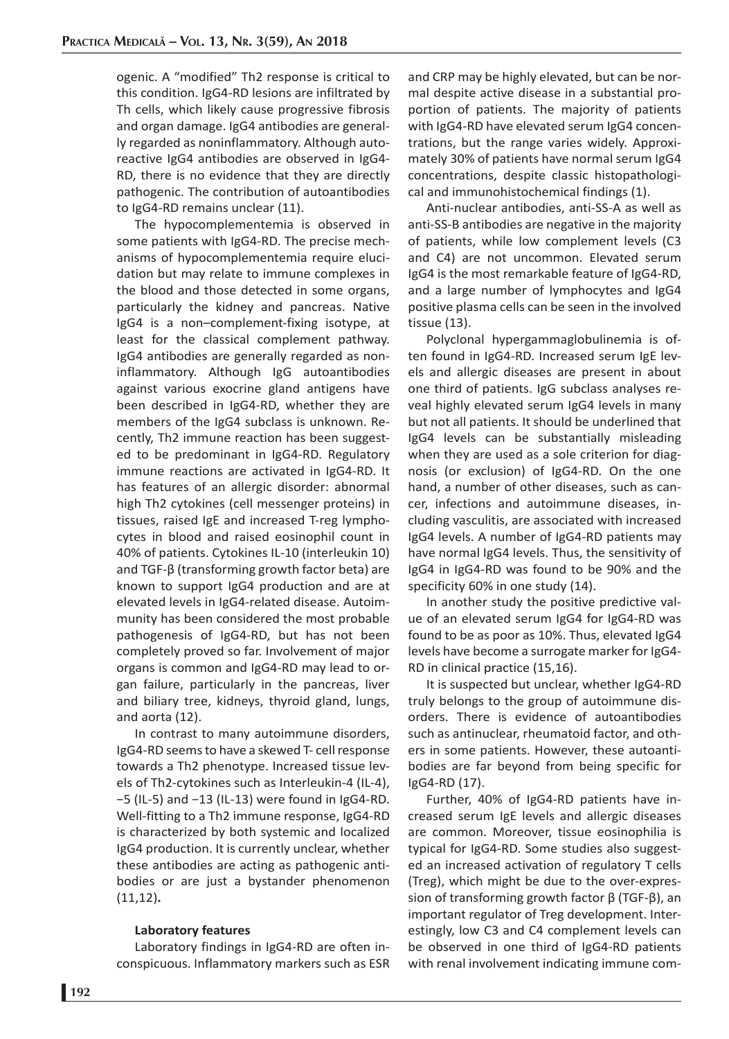ogenic. A "modified" Th2 response is critical to this condition. IgG4-RD lesions are infiltrated by Th cells, which likely cause progressive fibrosis and organ damage. IgG4 antibodies are generally regarded as noninflammatory. Although autoreactive IgG4 antibodies are observed in IgG4-RD, there is no evidence that they are directly pathogenic. The contribution of autoantibodies to IgG4-RD remains unclear (11).

The hypocomplementemia is observed in some patients with IgG4-RD. The precise mechanisms of hypocomplementemia require elucidation but may relate to immune complexes in the blood and those detected in some organs, particularly the kidney and pancreas. Native IgG4 is a non–complement-fixing isotype, at least for the classical complement pathway. IgG4 antibodies are generally regarded as noninflammatory. Although IgG autoantibodies against various exocrine gland antigens have been described in IgG4-RD, whether they are members of the IgG4 subclass is unknown. Recently, Th2 immune reaction has been suggested to be predominant in IgG4-RD. Regulatory immune reactions are activated in IgG4-RD. It has features of an allergic disorder: abnormal high Th2 cytokines (cell messenger proteins) in tissues, raised IgE and increased T-reg lymphocytes in blood and raised eosinophil count in 40% of patients. Cytokines IL-10 (interleukin 10) and TGF-β (transforming growth factor beta) are known to support IgG4 production and are at elevated levels in IgG4-related disease. Autoimmunity has been considered the most probable pathogenesis of IgG4-RD, but has not been completely proved so far. Involvement of major organs is common and IgG4-RD may lead to organ failure, particularly in the pancreas, liver and biliary tree, kidneys, thyroid gland, lungs, and aorta (12).

In contrast to many autoimmune disorders, IgG4-RD seems to have a skewed T- cell response towards a Th2 phenotype. Increased tissue levels of Th2-cytokines such as Interleukin-4 (IL-4), −5 (IL-5) and −13 (IL-13) were found in IgG4-RD. Well-fitting to a Th2 immune response, IgG4-RD is characterized by both systemic and localized IgG4 production. It is currently unclear, whether these antibodies are acting as pathogenic antibodies or are just a bystander phenomenon (11,12)**.**

#### Laboratory features

Laboratory findings in IgG4-RD are often inconspicuous. Inflammatory markers such as ESR and CRP may be highly elevated, but can be normal despite active disease in a substantial proportion of patients. The majority of patients with IgG4-RD have elevated serum IgG4 concentrations, but the range varies widely. Approximately 30% of patients have normal serum IgG4 concentrations, despite classic histopathological and immunohistochemical findings (1).

Anti-nuclear antibodies, anti-SS-A as well as anti-SS-B antibodies are negative in the majority of patients, while low complement levels (C3 and C4) are not uncommon. Elevated serum IgG4 is the most remarkable feature of IgG4-RD, and a large number of lymphocytes and IgG4 positive plasma cells can be seen in the involved tissue (13).

Polyclonal hypergammaglobulinemia is often found in IgG4-RD. Increased serum IgE levels and allergic diseases are present in about one third of patients. IgG subclass analyses reveal highly elevated serum IgG4 levels in many but not all patients. It should be underlined that IgG4 levels can be substantially misleading when they are used as a sole criterion for diagnosis (or exclusion) of IgG4-RD. On the one hand, a number of other diseases, such as cancer, infections and autoimmune diseases, including vasculitis, are associated with increased IgG4 levels. A number of IgG4-RD patients may have normal IgG4 levels. Thus, the sensitivity of IgG4 in IgG4-RD was found to be 90% and the specificity 60% in one study (14).

In another study the positive predictive value of an elevated serum IgG4 for IgG4-RD was found to be as poor as 10%. Thus, elevated IgG4 levels have become a surrogate marker for IgG4-RD in clinical practice (15,16).

It is suspected but unclear, whether IgG4-RD truly belongs to the group of autoimmune disorders. There is evidence of autoantibodies such as antinuclear, rheumatoid factor, and others in some patients. However, these autoantibodies are far beyond from being specific for IgG4-RD (17).

Further, 40% of IgG4-RD patients have increased serum IgE levels and allergic diseases are common. Moreover, tissue eosinophilia is typical for IgG4-RD. Some studies also suggested an increased activation of regulatory T cells (Treg), which might be due to the over-expression of transforming growth factor β (TGF-β), an important regulator of Treg development. Interestingly, low C3 and C4 complement levels can be observed in one third of IgG4-RD patients with renal involvement indicating immune com-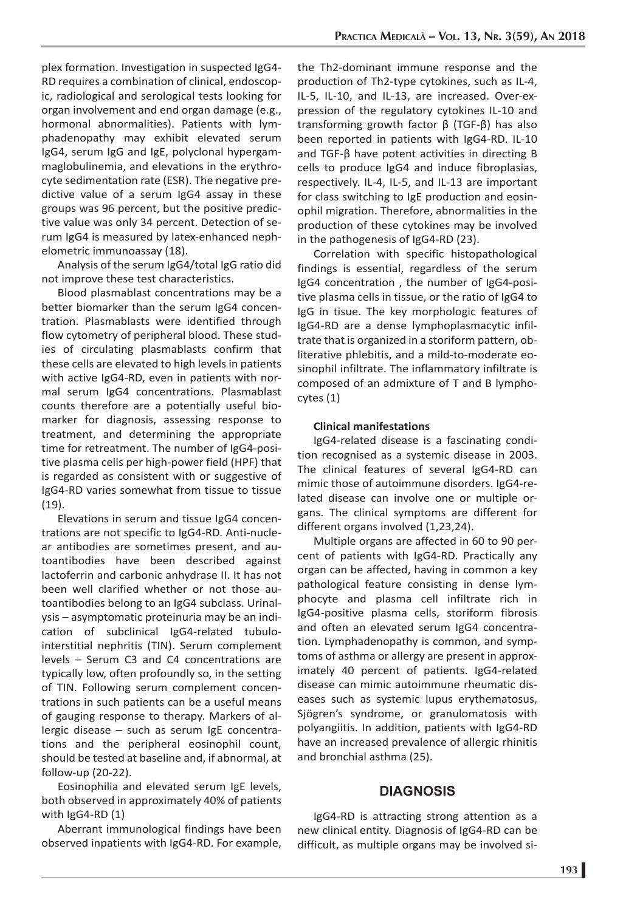plex formation. Investigation in suspected IgG4-RD requires a combination of clinical, endoscopic, radiological and serological tests looking for organ involvement and end organ damage (e.g., hormonal abnormalities). Patients with lymphadenopathy may exhibit elevated serum IgG4, serum IgG and IgE, polyclonal hypergammaglobulinemia, and elevations in the erythrocyte sedimentation rate (ESR). The negative predictive value of a serum IgG4 assay in these groups was 96 percent, but the positive predictive value was only 34 percent. Detection of serum IgG4 is measured by latex-enhanced nephelometric immunoassay (18).

Analysis of the serum IgG4/total IgG ratio did not improve these test characteristics.

Blood plasmablast concentrations may be a better biomarker than the serum IgG4 concentration. Plasmablasts were identified through flow cytometry of peripheral blood. These studies of circulating plasmablasts confirm that these cells are elevated to high levels in patients with active IgG4-RD, even in patients with normal serum IgG4 concentrations. Plasmablast counts therefore are a potentially useful biomarker for diagnosis, assessing response to treatment, and determining the appropriate time for retreatment. The number of IgG4-positive plasma cells per high-power field (HPF) that is regarded as consistent with or suggestive of IgG4-RD varies somewhat from tissue to tissue (19).

Elevations in serum and tissue IgG4 concentrations are not specific to IgG4-RD. Anti-nuclear antibodies are sometimes present, and autoantibodies have been described against lactoferrin and carbonic anhydrase II. It has not been well clarified whether or not those autoantibodies belong to an IgG4 subclass. Urinalysis – asymptomatic proteinuria may be an indication of subclinical IgG4-related tubulointerstitial nephritis (TIN). Serum complement levels – Serum C3 and C4 concentrations are typically low, often profoundly so, in the setting of TIN. Following serum complement concentrations in such patients can be a useful means of gauging response to therapy. Markers of allergic disease – such as serum IgE concentrations and the peripheral eosinophil count, should be tested at baseline and, if abnormal, at follow-up (20-22).

Eosinophilia and elevated serum IgE levels, both observed in approximately 40% of patients with IgG4-RD (1)

Aberrant immunological findings have been observed inpatients with IgG4-RD. For example, the Th2-dominant immune response and the production of Th2-type cytokines, such as IL-4, IL-5, IL-10, and IL-13, are increased. Over-expression of the regulatory cytokines IL-10 and transforming growth factor β (TGF-β) has also been reported in patients with IgG4-RD. IL-10 and TGF-β have potent activities in directing B cells to produce IgG4 and induce fibroplasias, respectively. IL-4, IL-5, and IL-13 are important for class switching to IgE production and eosinophil migration. Therefore, abnormalities in the production of these cytokines may be involved in the pathogenesis of IgG4-RD (23).

Correlation with specific histopathological findings is essential, regardless of the serum IgG4 concentration , the number of IgG4-positive plasma cells in tissue, or the ratio of IgG4 to IgG in tisue. The key morphologic features of IgG4-RD are a dense lymphoplasmacytic infiltrate that is organized in a storiform pattern, obliterative phlebitis, and a mild-to-moderate eosinophil infiltrate. The inflammatory infiltrate is composed of an admixture of T and B lymphocytes (1)

**Clinical manifestations**

IgG4-related disease is a fascinating condition recognised as a systemic disease in 2003. The clinical features of several IgG4-RD can mimic those of autoimmune disorders. IgG4-related disease can involve one or multiple organs. The clinical symptoms are different for different organs involved (1,23,24).

Multiple organs are affected in 60 to 90 percent of patients with IgG4-RD. Practically any organ can be affected, having in common a key pathological feature consisting in dense lymphocyte and plasma cell infiltrate rich in IgG4-positive plasma cells, storiform fibrosis and often an elevated serum IgG4 concentration. Lymphadenopathy is common, and symptoms of asthma or allergy are present in approximately 40 percent of patients. IgG4-related disease can mimic autoimmune rheumatic diseases such as systemic lupus erythematosus, Sjögren's syndrome, or granulomatosis with polyangiitis. In addition, patients with IgG4-RD have an increased prevalence of allergic rhinitis and bronchial asthma (25).

## DIAGNOSIS

IgG4-RD is attracting strong attention as a new clinical entity. Diagnosis of IgG4-RD can be difficult, as multiple organs may be involved si-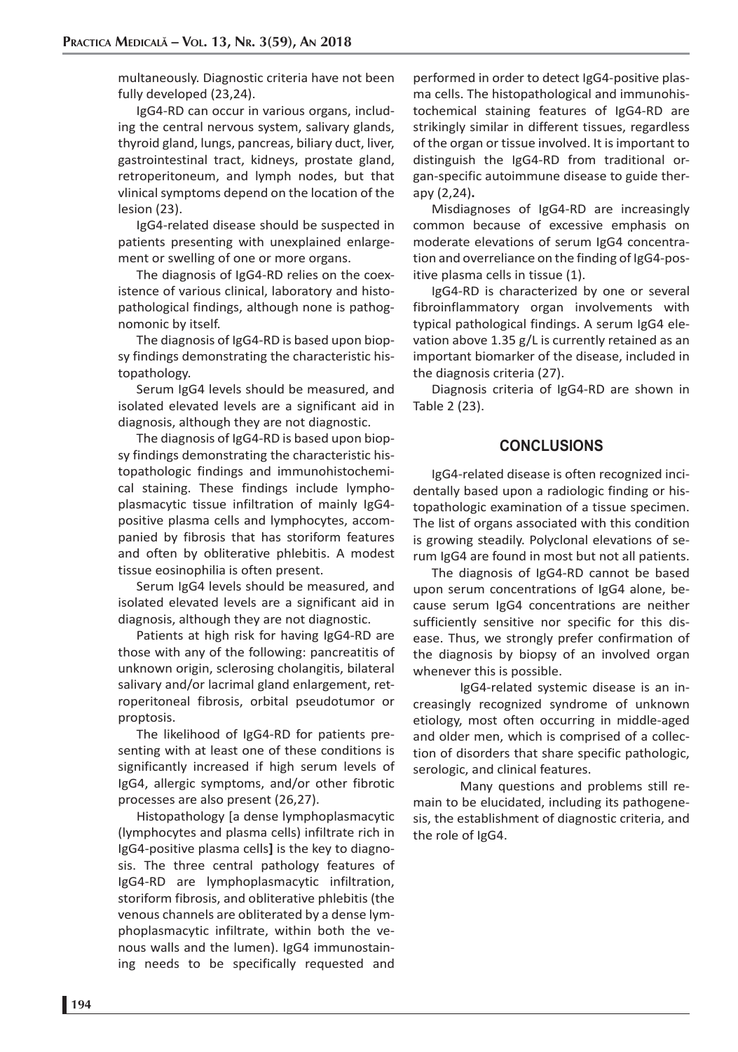multaneously. Diagnostic criteria have not been fully developed (23,24).

IgG4-RD can occur in various organs, including the central nervous system, salivary glands, thyroid gland, lungs, pancreas, biliary duct, liver, gastrointestinal tract, kidneys, prostate gland, retroperitoneum, and lymph nodes, but that vlinical symptoms depend on the location of the lesion (23).

IgG4-related disease should be suspected in patients presenting with unexplained enlargement or swelling of one or more organs.

The diagnosis of IgG4-RD relies on the coexistence of various clinical, laboratory and histopathological findings, although none is pathognomonic by itself.

The diagnosis of IgG4-RD is based upon biopsy findings demonstrating the characteristic histopathology.

Serum IgG4 levels should be measured, and isolated elevated levels are a significant aid in diagnosis, although they are not diagnostic.

The diagnosis of IgG4-RD is based upon biopsy findings demonstrating the characteristic histopathologic findings and immunohistochemical staining. These findings include lymphoplasmacytic tissue infiltration of mainly IgG4-positive plasma cells and lymphocytes, accompanied by fibrosis that has storiform features and often by obliterative phlebitis. A modest tissue eosinophilia is often present.

Serum IgG4 levels should be measured, and isolated elevated levels are a significant aid in diagnosis, although they are not diagnostic.

Patients at high risk for having IgG4-RD are those with any of the following: pancreatitis of unknown origin, sclerosing cholangitis, bilateral salivary and/or lacrimal gland enlargement, retroperitoneal fibrosis, orbital pseudotumor or proptosis.

The likelihood of IgG4-RD for patients presenting with at least one of these conditions is significantly increased if high serum levels of IgG4, allergic symptoms, and/or other fibrotic processes are also present (26,27).

Histopathology [a dense lymphoplasmacytic (lymphocytes and plasma cells) infiltrate rich in IgG4-positive plasma cells**]** is the key to diagnosis. The three central pathology features of IgG4-RD are lymphoplasmacytic infiltration, storiform fibrosis, and obliterative phlebitis (the venous channels are obliterated by a dense lymphoplasmacytic infiltrate, within both the venous walls and the lumen). IgG4 immunostaining needs to be specifically requested and performed in order to detect IgG4-positive plasma cells. The histopathological and immunohistochemical staining features of IgG4-RD are strikingly similar in different tissues, regardless of the organ or tissue involved. It is important to distinguish the IgG4-RD from traditional organ-specific autoimmune disease to guide therapy (2,24)**.**

Misdiagnoses of IgG4-RD are increasingly common because of excessive emphasis on moderate elevations of serum IgG4 concentration and overreliance on the finding of IgG4-positive plasma cells in tissue (1).

IgG4-RD is characterized by one or several fibroinflammatory organ involvements with typical pathological findings. A serum IgG4 elevation above 1.35 g/L is currently retained as an important biomarker of the disease, included in the diagnosis criteria (27).

Diagnosis criteria of IgG4-RD are shown in Table 2 (23).

## CONCLUSIONS

IgG4-related disease is often recognized incidentally based upon a radiologic finding or histopathologic examination of a tissue specimen. The list of organs associated with this condition is growing steadily. Polyclonal elevations of serum IgG4 are found in most but not all patients.

The diagnosis of IgG4-RD cannot be based upon serum concentrations of IgG4 alone, because serum IgG4 concentrations are neither sufficiently sensitive nor specific for this disease. Thus, we strongly prefer confirmation of the diagnosis by biopsy of an involved organ whenever this is possible.

IgG4-related systemic disease is an increasingly recognized syndrome of unknown etiology, most often occurring in middle-aged and older men, which is comprised of a collection of disorders that share specific pathologic, serologic, and clinical features.

Many questions and problems still remain to be elucidated, including its pathogenesis, the establishment of diagnostic criteria, and the role of IgG4.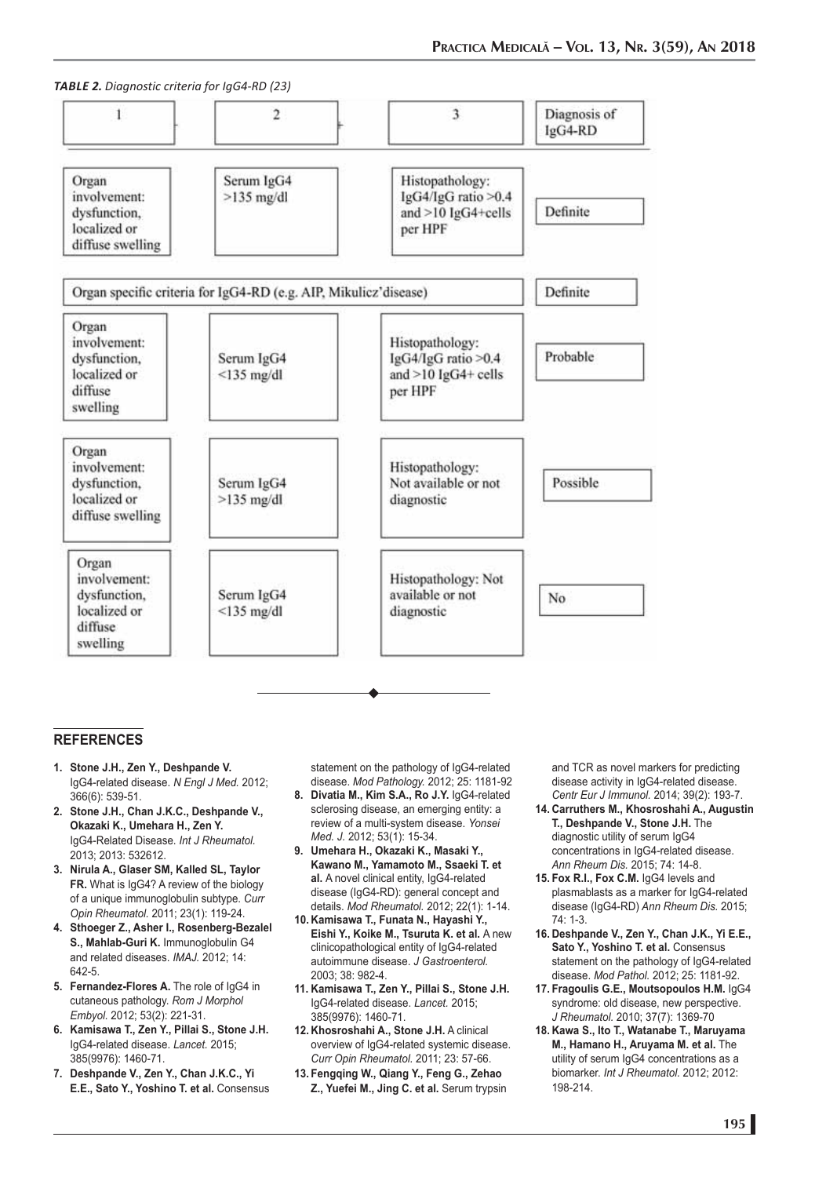*TABLE 2. Diagnostic criteria for IgG4-RD (23)*

| 1 | 2 | 3 | Diagnosis of IgG4-RD |
|---|---|---|---|
| Organ involvement: dysfunction, localized or diffuse swelling | Serum IgG4 >135 mg/dl | Histopathology: IgG4/IgG ratio >0.4 and >10 IgG4+cells per HPF | Definite |
| Organ specific criteria for IgG4-RD (e.g. AIP, Mikulicz'disease) | | | Definite |
| Organ involvement: dysfunction, localized or diffuse swelling | Serum IgG4 <135 mg/dl | Histopathology: IgG4/IgG ratio >0.4 and >10 IgG4+ cells per HPF | Probable |
| Organ involvement: dysfunction, localized or diffuse swelling | Serum IgG4 >135 mg/dl | Histopathology: Not available or not diagnostic | Possible |
| Organ involvement: dysfunction, localized or diffuse swelling | Serum IgG4 <135 mg/dl | Histopathology: Not available or not diagnostic | No |

## REFERENCES

1. **Stone J.H., Zen Y., Deshpande V.** IgG4-related disease. *N Engl J Med.* 2012; 366(6): 539-51.
2. **Stone J.H., Chan J.K.C., Deshpande V., Okazaki K., Umehara H., Zen Y.** IgG4-Related Disease. *Int J Rheumatol.* 2013; 2013: 532612.
3. **Nirula A., Glaser SM, Kalled SL, Taylor FR.** What is IgG4? A review of the biology of a unique immunoglobulin subtype. *Curr Opin Rheumatol.* 2011; 23(1): 119-24.
4. **Sthoeger Z., Asher I., Rosenberg-Bezalel S., Mahlab-Guri K.** Immunoglobulin G4 and related diseases. *IMAJ.* 2012; 14: 642-5.
5. **Fernandez-Flores A.** The role of IgG4 in cutaneous pathology. *Rom J Morphol Embyol.* 2012; 53(2): 221-31.
6. **Kamisawa T., Zen Y., Pillai S., Stone J.H.** IgG4-related disease. *Lancet.* 2015; 385(9976): 1460-71.
7. **Deshpande V., Zen Y., Chan J.K.C., Yi E.E., Sato Y., Yoshino T. et al.** Consensus statement on the pathology of IgG4-related disease. *Mod Pathology.* 2012; 25: 1181-92
8. **Divatia M., Kim S.A., Ro J.Y.** IgG4-related sclerosing disease, an emerging entity: a review of a multi-system disease. *Yonsei Med. J.* 2012; 53(1): 15-34.
9. **Umehara H., Okazaki K., Masaki Y., Kawano M., Yamamoto M., Ssaeki T. et al.** A novel clinical entity, IgG4-related disease (IgG4-RD): general concept and details. *Mod Rheumatol.* 2012; 22(1): 1-14.
10. **Kamisawa T., Funata N., Hayashi Y., Eishi Y., Koike M., Tsuruta K. et al.** A new clinicopathological entity of IgG4-related autoimmune disease. *J Gastroenterol.* 2003; 38: 982-4.
11. **Kamisawa T., Zen Y., Pillai S., Stone J.H.** IgG4-related disease. *Lancet.* 2015; 385(9976): 1460-71.
12. **Khosroshahi A., Stone J.H.** A clinical overview of IgG4-related systemic disease. *Curr Opin Rheumatol.* 2011; 23: 57-66.
13. **Fengqing W., Qiang Y., Feng G., Zehao Z., Yuefei M., Jing C. et al.** Serum trypsin and TCR as novel markers for predicting disease activity in IgG4-related disease. *Centr Eur J Immunol.* 2014; 39(2): 193-7.
14. **Carruthers M., Khosroshahi A., Augustin T., Deshpande V., Stone J.H.** The diagnostic utility of serum IgG4 concentrations in IgG4-related disease. *Ann Rheum Dis.* 2015; 74: 14-8.
15. **Fox R.I., Fox C.M.** IgG4 levels and plasmablasts as a marker for IgG4-related disease (IgG4-RD) *Ann Rheum Dis.* 2015; 74: 1-3.
16. **Deshpande V., Zen Y., Chan J.K., Yi E.E., Sato Y., Yoshino T. et al.** Consensus statement on the pathology of IgG4-related disease. *Mod Pathol.* 2012; 25: 1181-92.
17. **Fragoulis G.E., Moutsopoulos H.M.** IgG4 syndrome: old disease, new perspective. *J Rheumatol.* 2010; 37(7): 1369-70
18. **Kawa S., Ito T., Watanabe T., Maruyama M., Hamano H., Aruyama M. et al.** The utility of serum IgG4 concentrations as a biomarker. *Int J Rheumatol.* 2012; 2012: 198-214.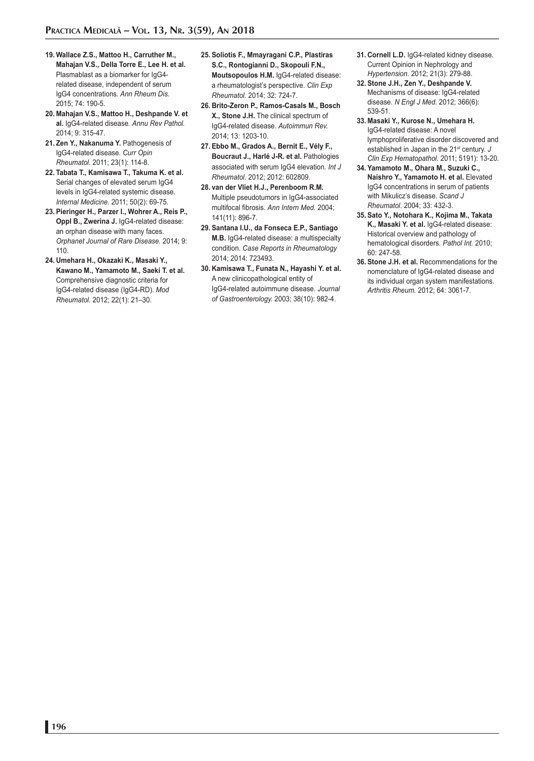19. **Wallace Z.S., Mattoo H., Carruther M., Mahajan V.S., Della Torre E., Lee H. et al.** Plasmablast as a biomarker for IgG4-related disease, independent of serum IgG4 concentrations. *Ann Rheum Dis.* 2015; 74: 190-5.
20. **Mahajan V.S., Mattoo H., Deshpande V. et al.** IgG4-related disease. *Annu Rev Pathol.* 2014; 9: 315-47.
21. **Zen Y., Nakanuma Y.** Pathogenesis of IgG4-related disease. *Curr Opin Rheumatol.* 2011; 23(1): 114-8.
22. **Tabata T., Kamisawa T., Takuma K. et al.** Serial changes of elevated serum IgG4 levels in IgG4-related systemic disease. *Internal Medicine.* 2011; 50(2): 69-75.
23. **Pieringer H., Parzer I., Wohrer A., Reis P., Oppl B., Zwerina J.** IgG4-related disease: an orphan disease with many faces. *Orphanet Journal of Rare Disease.* 2014; 9: 110.
24. **Umehara H., Okazaki K., Masaki Y., Kawano M., Yamamoto M., Saeki T. et al.** Comprehensive diagnostic criteria for IgG4-related disease (IgG4-RD). *Mod Rheumatol.* 2012; 22(1): 21–30.
25. **Soliotis F., Mmayragani C.P., Plastiras S.C., Rontogianni D., Skopouli F.N., Moutsopoulos H.M.** IgG4-related disease: a rheumatologist's perspective. *Clin Exp Rheumatol.* 2014; 32: 724-7.
26. **Brito-Zeron P., Ramos-Casals M., Bosch X., Stone J.H.** The clinical spectrum of IgG4-related disease. *Autoimmun Rev.* 2014; 13: 1203-10.
27. **Ebbo M., Grados A., Bernit E., Vély F., Boucraut J., Harlé J-R. et al.** Pathologies associated with serum IgG4 elevation. *Int J Rheumatol.* 2012; 2012: 602809.
28. **van der Vliet H.J., Perenboom R.M.** Multiple pseudotumors in IgG4-associated multifocal fibrosis. *Ann Intern Med.* 2004; 141(11): 896-7.
29. **Santana I.U., da Fonseca E.P., Santiago M.B.** IgG4-related disease: a multispecialty condition. *Case Reports in Rheumatology* 2014; 2014: 723493.
30. **Kamisawa T., Funata N., Hayashi Y. et al.** A new clinicopathological entity of IgG4-related autoimmune disease. *Journal of Gastroenterology.* 2003; 38(10): 982-4.
31. **Cornell L.D.** IgG4-related kidney disease. Current Opinion in Nephrology and *Hypertension.* 2012; 21(3): 279-88.
32. **Stone J.H., Zen Y., Deshpande V.** Mechanisms of disease: IgG4-related disease. *N Engl J Med.* 2012; 366(6): 539-51.
33. **Masaki Y., Kurose N., Umehara H.** IgG4-related disease: A novel lymphoproliferative disorder discovered and established in Japan in the 21st century. *J Clin Exp Hematopathol.* 2011; 5191): 13-20.
34. **Yamamoto M., Ohara M., Suzuki C., Naishro Y., Yamamoto H. et al.** Elevated IgG4 concentrations in serum of patients with Mikulicz's disease. *Scand J Rheumatol.* 2004; 33: 432-3.
35. **Sato Y., Notohara K., Kojima M., Takata K., Masaki Y. et al.** IgG4-related disease: Historical overview and pathology of hematological disorders. *Pathol Int.* 2010; 60: 247-58.
36. **Stone J.H. et al.** Recommendations for the nomenclature of IgG4-related disease and its individual organ system manifestations. *Arthritis Rheum.* 2012; 64: 3061-7.